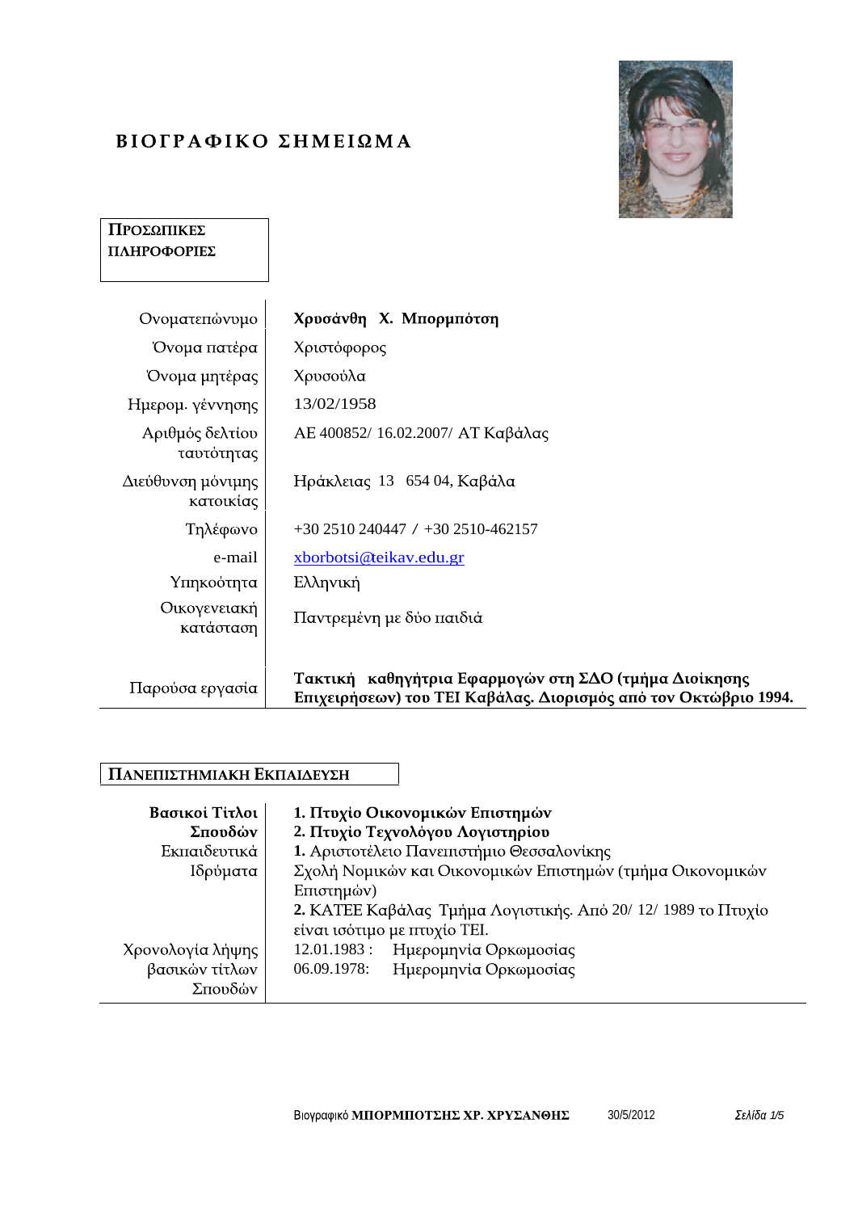# ΒΙΟΓΡΑΦΙΚΟ ΣΗΜΕΙΩΜΑ

## ΠΡΟΣΩΠΙΚΕΣ ΠΛΗΡΟΦΟΡΙΕΣ

| | |
|---|---|
| Ονοματεπώνυμο | **Χρυσάνθη Χ. Μπορμπότση** |
| Όνομα πατέρα | Χριστόφορος |
| Όνομα μητέρας | Χρυσούλα |
| Ημερομ. γέννησης | 13/02/1958 |
| Αριθμός δελτίου ταυτότητας | ΑΕ 400852/ 16.02.2007/ ΑΤ Καβάλας |
| Διεύθυνση μόνιμης κατοικίας | Ηράκλειας 13 654 04, Καβάλα |
| Τηλέφωνο | +30 2510 240447 / +30 2510-462157 |
| e-mail | xborbotsi@teikav.edu.gr |
| Υπηκοότητα | Ελληνική |
| Οικογενειακή κατάσταση | Παντρεμένη με δύο παιδιά |
| Παρούσα εργασία | **Τακτική καθηγήτρια Εφαρμογών στη ΣΔΟ (τμήμα Διοίκησης Επιχειρήσεων) του ΤΕΙ Καβάλας. Διορισμός από τον Οκτώβριο 1994.** |

## ΠΑΝΕΠΙΣΤΗΜΙΑΚΗ ΕΚΠΑΙΔΕΥΣΗ

| | |
|---|---|
| **Βασικοί Τίτλοι Σπουδών** | **1. Πτυχίο Οικονομικών Επιστημών**<br>**2. Πτυχίο Τεχνολόγου Λογιστηρίου** |
| Εκπαιδευτικά Ιδρύματα | **1.** Αριστοτέλειο Πανεπιστήμιο Θεσσαλονίκης Σχολή Νομικών και Οικονομικών Επιστημών (τμήμα Οικονομικών Επιστημών)<br>**2.** ΚΑΤΕΕ Καβάλας Τμήμα Λογιστικής. Από 20/ 12/ 1989 το Πτυχίο είναι ισότιμο με πτυχίο ΤΕΙ. |
| Χρονολογία λήψης βασικών τίτλων Σπουδών | 12.01.1983 : Ημερομηνία Ορκωμοσίας<br>06.09.1978: Ημερομηνία Ορκωμοσίας |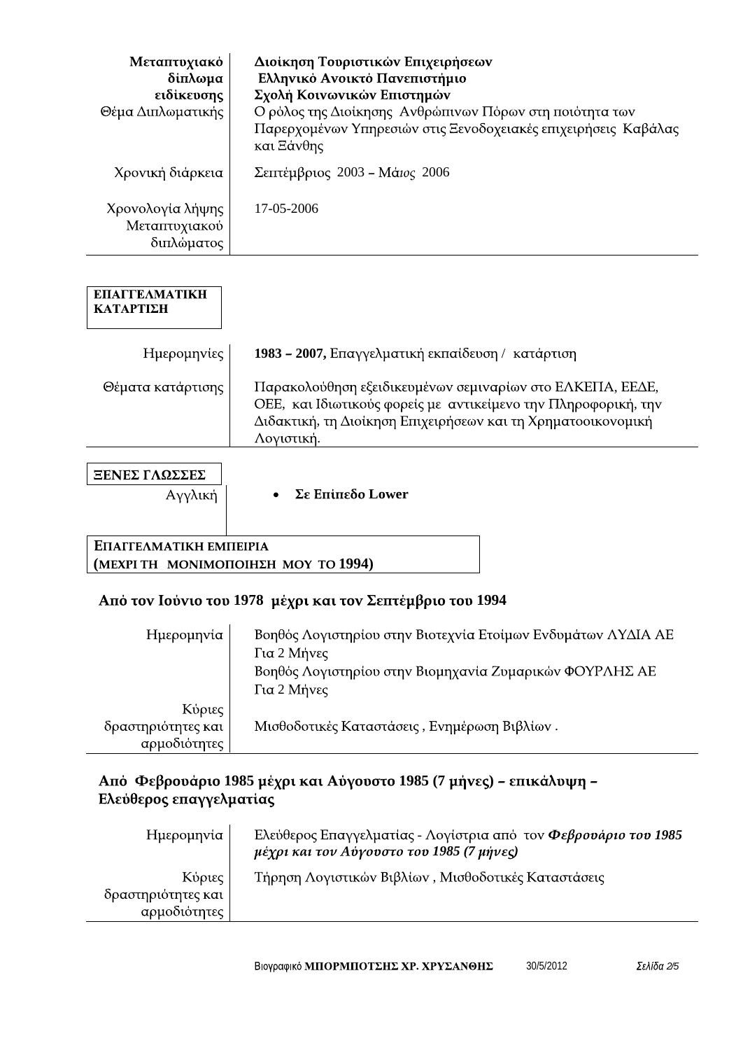| | |
|---|---|
| **Μεταπτυχιακό δίπλωμα ειδίκευσης** | **Διοίκηση Τουριστικών Επιχειρήσεων**<br>**Ελληνικό Ανοικτό Πανεπιστήμιο**<br>**Σχολή Κοινωνικών Επιστημών** |
| Θέμα Διπλωματικής | Ο ρόλος της Διοίκησης Ανθρώπινων Πόρων στη ποιότητα των Παρερχομένων Υπηρεσιών στις Ξενοδοχειακές επιχειρήσεις Καβάλας και Ξάνθης |
| Χρονική διάρκεια | Σεπτέμβριος 2003 – Μά*ιος* 2006 |
| Χρονολογία λήψης Μεταπτυχιακού διπλώματος | 17-05-2006 |

## ΕΠΑΓΓΕΛΜΑΤΙΚΗ ΚΑΤΑΡΤΙΣΗ

| | |
|---|---|
| Ημερομηνίες | **1983 – 2007,** Επαγγελματική εκπαίδευση / κατάρτιση |
| Θέματα κατάρτισης | Παρακολούθηση εξειδικευμένων σεμιναρίων στο ΕΛΚΕΠΑ, ΕΕΔΕ, ΟΕΕ, και Ιδιωτικούς φορείς με αντικείμενο την Πληροφορική, την Διδακτική, τη Διοίκηση Επιχειρήσεων και τη Χρηματοοικονομική Λογιστική. |

## ΞΕΝΕΣ ΓΛΩΣΣΕΣ

| | |
|---|---|
| Αγγλική | • **Σε Επίπεδο Lower** |

## ΕΠΑΓΓΕΛΜΑΤΙΚΗ ΕΜΠΕΙΡΙΑ (ΜΕΧΡΙ ΤΗ ΜΟΝΙΜΟΠΟΙΗΣΗ ΜΟΥ ΤΟ 1994)

### Από τον Ιούνιο του 1978 μέχρι και τον Σεπτέμβριο του 1994

| | |
|---|---|
| Ημερομηνία | Βοηθός Λογιστηρίου στην Βιοτεχνία Ετοίμων Ενδυμάτων ΛΥΔΙΑ ΑΕ<br>Για 2 Μήνες<br>Βοηθός Λογιστηρίου στην Βιομηχανία Ζυμαρικών ΦΟΥΡΛΗΣ ΑΕ<br>Για 2 Μήνες |
| Κύριες δραστηριότητες και αρμοδιότητες | Μισθοδοτικές Καταστάσεις , Ενημέρωση Βιβλίων . |

### Από Φεβρουάριο 1985 μέχρι και Αύγουστο 1985 (7 μήνες) – επικάλυψη – Ελεύθερος επαγγελματίας

| | |
|---|---|
| Ημερομηνία | Ελεύθερος Επαγγελματίας - Λογίστρια από τον ***Φεβρουάριο του 1985 μέχρι και τον Αύγουστο του 1985 (7 μήνες)*** |
| Κύριες δραστηριότητες και αρμοδιότητες | Τήρηση Λογιστικών Βιβλίων , Μισθοδοτικές Καταστάσεις |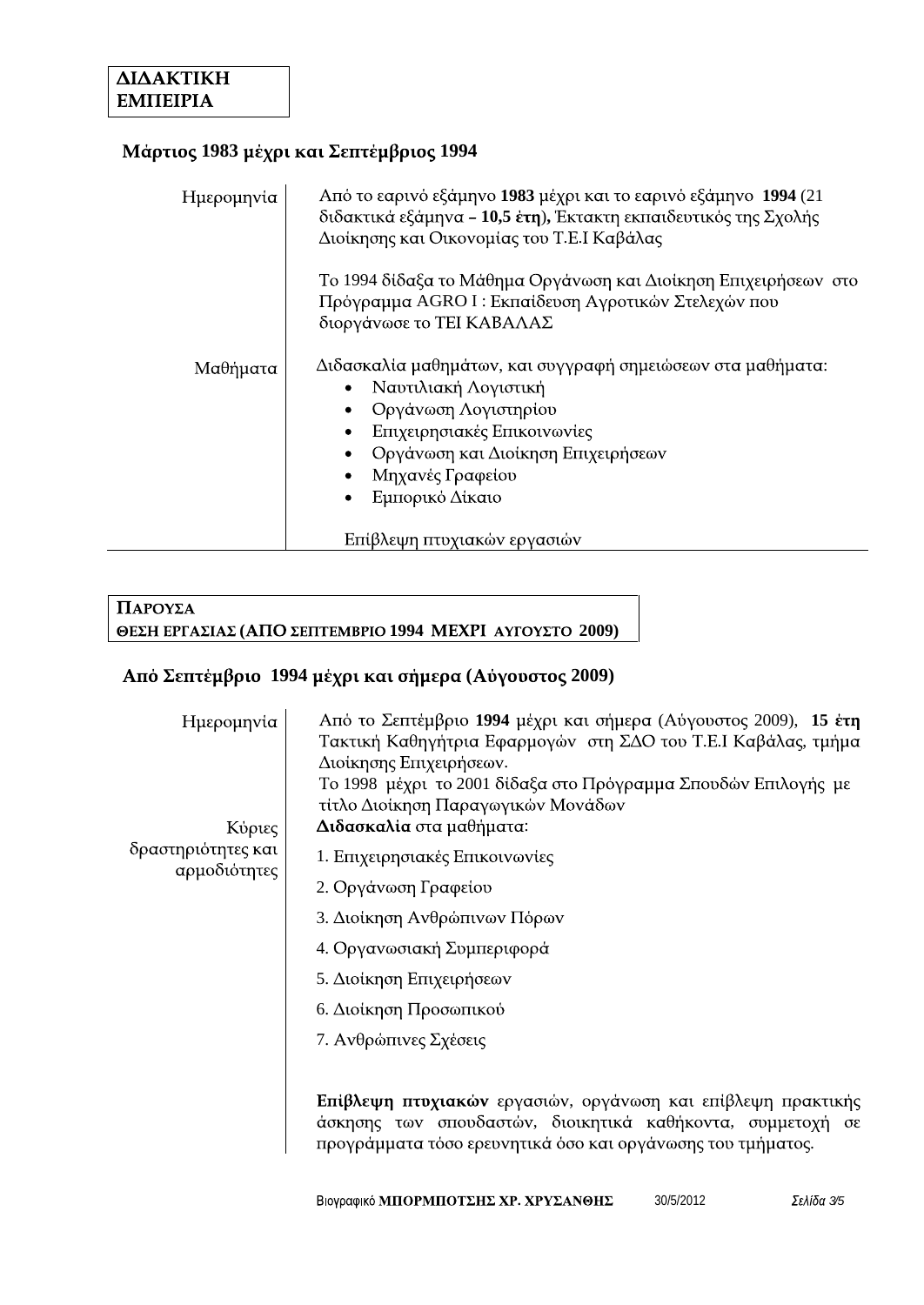## ΔΙΔΑΚΤΙΚΗ ΕΜΠΕΙΡΙΑ

### Μάρτιος 1983 μέχρι και Σεπτέμβριος 1994

| | |
|---|---|
| Ημερομηνία | Από το εαρινό εξάμηνο **1983** μέχρι και το εαρινό εξάμηνο **1994** (21 διδακτικά εξάμηνα **– 10,5 έτη**), Έκτακτη εκπαιδευτικός της Σχολής Διοίκησης και Οικονομίας του Τ.Ε.Ι Καβάλας<br><br>Το 1994 δίδαξα το Μάθημα Οργάνωση και Διοίκηση Επιχειρήσεων στο Πρόγραμμα AGRO I : Εκπαίδευση Αγροτικών Στελεχών που διοργάνωσε το ΤΕΙ ΚΑΒΑΛΑΣ |
| Μαθήματα | Διδασκαλία μαθημάτων, και συγγραφή σημειώσεων στα μαθήματα:<br>• Ναυτιλιακή Λογιστική<br>• Οργάνωση Λογιστηρίου<br>• Επιχειρησιακές Επικοινωνίες<br>• Οργάνωση και Διοίκηση Επιχειρήσεων<br>• Μηχανές Γραφείου<br>• Εμπορικό Δίκαιο<br><br>Επίβλεψη πτυχιακών εργασιών |

## ΠΑΡΟΥΣΑ ΘΕΣΗ ΕΡΓΑΣΙΑΣ (ΑΠΟ ΣΕΠΤΕΜΒΡΙΟ 1994 ΜΕΧΡΙ ΑΥΓΟΥΣΤΟ 2009)

### Από Σεπτέμβριο 1994 μέχρι και σήμερα (Αύγουστος 2009)

| | |
|---|---|
| Ημερομηνία | Από το Σεπτέμβριο **1994** μέχρι και σήμερα (Αύγουστος 2009), **15 έτη** Τακτική Καθηγήτρια Εφαρμογών στη ΣΔΟ του Τ.Ε.Ι Καβάλας, τμήμα Διοίκησης Επιχειρήσεων.<br>Το 1998 μέχρι το 2001 δίδαξα στο Πρόγραμμα Σπουδών Επιλογής με τίτλο Διοίκηση Παραγωγικών Μονάδων |
| Κύριες δραστηριότητες και αρμοδιότητες | **Διδασκαλία** στα μαθήματα:<br>1. Επιχειρησιακές Επικοινωνίες<br>2. Οργάνωση Γραφείου<br>3. Διοίκηση Ανθρώπινων Πόρων<br>4. Οργανωσιακή Συμπεριφορά<br>5. Διοίκηση Επιχειρήσεων<br>6. Διοίκηση Προσωπικού<br>7. Ανθρώπινες Σχέσεις<br><br>**Επίβλεψη πτυχιακών** εργασιών, οργάνωση και επίβλεψη πρακτικής άσκησης των σπουδαστών, διοικητικά καθήκοντα, συμμετοχή σε προγράμματα τόσο ερευνητικά όσο και οργάνωσης του τμήματος. |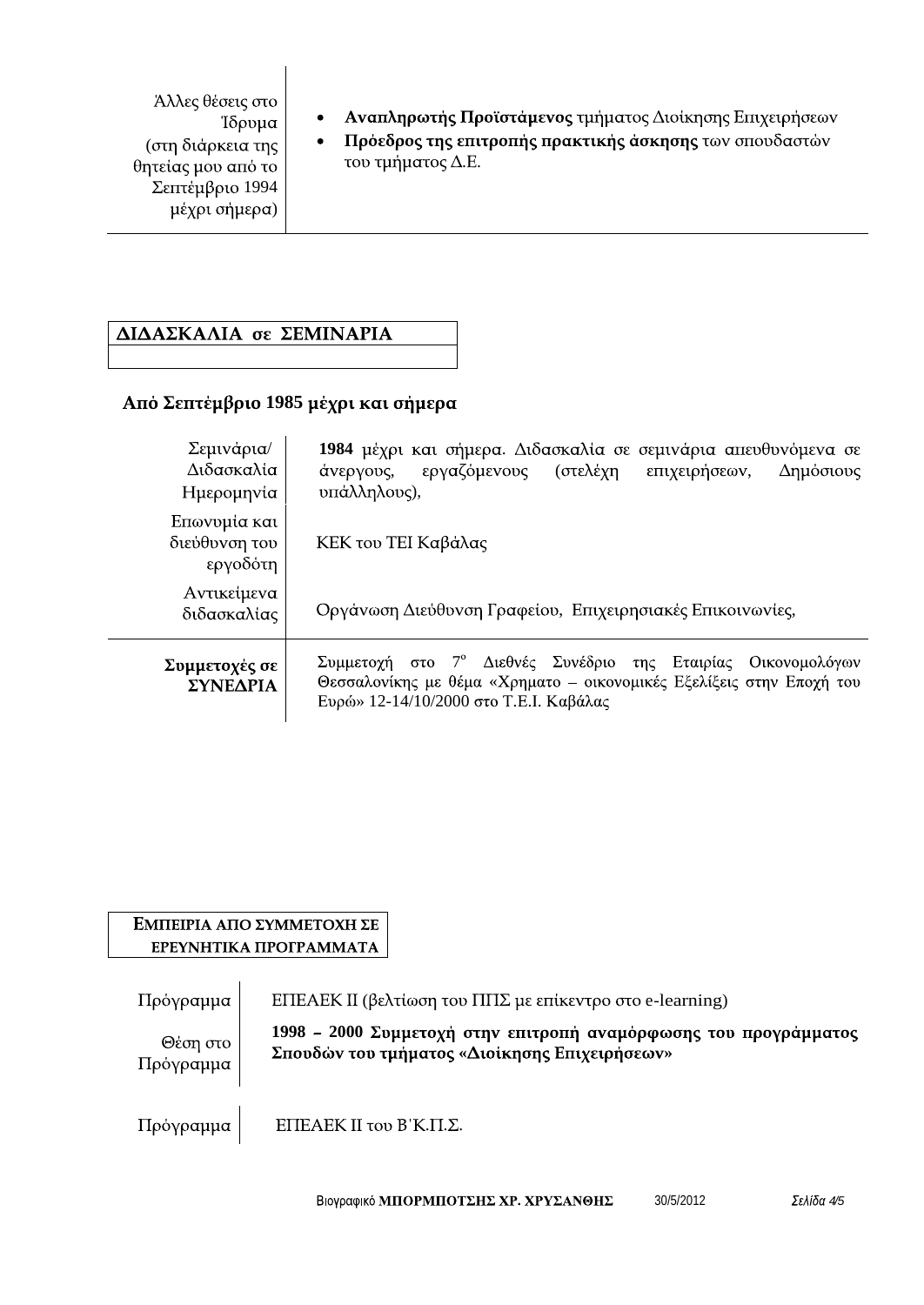| Άλλες θέσεις στο Ίδρυμα (στη διάρκεια της θητείας μου από το Σεπτέμβριο 1994 μέχρι σήμερα) | • **Αναπληρωτής Προϊστάμενος** τμήματος Διοίκησης Επιχειρήσεων<br>• **Πρόεδρος της επιτροπής πρακτικής άσκησης** των σπουδαστών του τμήματος Δ.Ε. |
|---|---|

## ΔΙΔΑΣΚΑΛΙΑ σε ΣΕΜΙΝΑΡΙΑ

**Από Σεπτέμβριο 1985 μέχρι και σήμερα**

| Σεμινάρια/ Διδασκαλία Ημερομηνία | **1984** μέχρι και σήμερα. Διδασκαλία σε σεμινάρια απευθυνόμενα σε άνεργους, εργαζόμενους (στελέχη επιχειρήσεων, Δημόσιους υπάλληλους), |
|---|---|
| Επωνυμία και διεύθυνση του εργοδότη | ΚΕΚ του ΤΕΙ Καβάλας |
| Αντικείμενα διδασκαλίας | Οργάνωση Διεύθυνση Γραφείου, Επιχειρησιακές Επικοινωνίες, |
| **Συμμετοχές σε ΣΥΝΕΔΡΙΑ** | Συμμετοχή στο 7ο Διεθνές Συνέδριο της Εταιρίας Οικονομολόγων Θεσσαλονίκης με θέμα «Χρηματο – οικονομικές Εξελίξεις στην Εποχή του Ευρώ» 12-14/10/2000 στο Τ.Ε.Ι. Καβάλας |

## ΕΜΠΕΙΡΙΑ ΑΠΟ ΣΥΜΜΕΤΟΧΗ ΣΕ ΕΡΕΥΝΗΤΙΚΑ ΠΡΟΓΡΑΜΜΑΤΑ

| Πρόγραμμα | ΕΠΕΑΕΚ ΙΙ (βελτίωση του ΠΠΣ με επίκεντρο στο e-learning) |
|---|---|
| Θέση στο Πρόγραμμα | **1998 – 2000 Συμμετοχή στην επιτροπή αναμόρφωσης του προγράμματος Σπουδών του τμήματος «Διοίκησης Επιχειρήσεων»** |

| Πρόγραμμα | ΕΠΕΑΕΚ ΙΙ του Β΄Κ.Π.Σ. |
|---|---|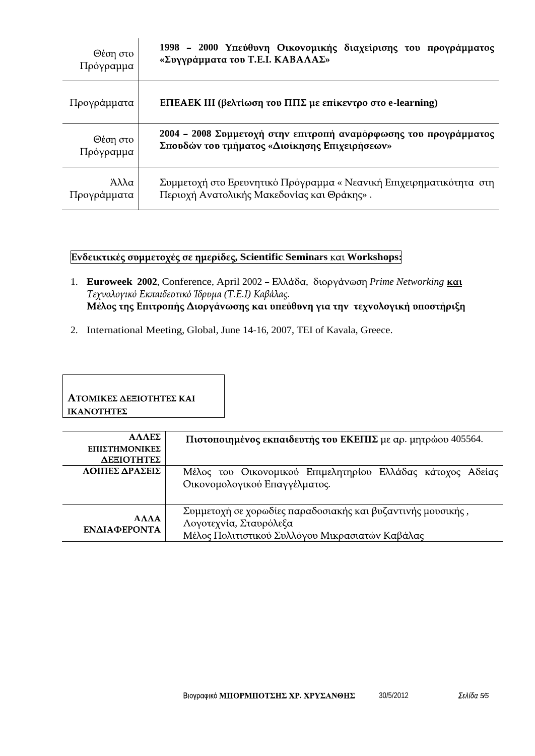| | |
|---|---|
| Θέση στο Πρόγραμμα | **1998 – 2000 Υπεύθυνη Οικονομικής διαχείρισης του προγράμματος «Συγγράμματα του Τ.Ε.Ι. ΚΑΒΑΛΑΣ»** |
| Προγράμματα | **ΕΠΕΑΕΚ ΙΙΙ (βελτίωση του ΠΠΣ με επίκεντρο στο e-learning)** |
| Θέση στο Πρόγραμμα | **2004 – 2008 Συμμετοχή στην επιτροπή αναμόρφωσης του προγράμματος Σπουδών του τμήματος «Διοίκησης Επιχειρήσεων»** |
| Άλλα Προγράμματα | Συμμετοχή στο Ερευνητικό Πρόγραμμα « Νεανική Επιχειρηματικότητα στη Περιοχή Ανατολικής Μακεδονίας και Θράκης» . |

**Ενδεικτικές συμμετοχές σε ημερίδες, Scientific Seminars** και **Workshops:**

1. **Euroweek 2002**, Conference, April 2002 – Ελλάδα, διοργάνωση *Prime Networking* **και** *Τεχνολογικό Εκπαιδευτικό Ίδρυμα (Τ.Ε.Ι) Καβάλας.*
   **Μέλος της Επιτροπής Διοργάνωσης και υπεύθυνη για την τεχνολογική υποστήριξη**

2. International Meeting, Global, June 14-16, 2007, TEI of Kavala, Greece.

## ΑΤΟΜΙΚΕΣ ΔΕΞΙΟΤΗΤΕΣ ΚΑΙ ΙΚΑΝΟΤΗΤΕΣ

| | |
|---|---|
| **ΑΛΛΕΣ ΕΠΙΣΤΗΜΟΝΙΚΕΣ ΔΕΞΙΟΤΗΤΕΣ** | **Πιστοποιημένος εκπαιδευτής του ΕΚΕΠΙΣ** με αρ. μητρώου 405564. |
| **ΛΟΙΠΕΣ ΔΡΑΣΕΙΣ** | Μέλος του Οικονομικού Επιμελητηρίου Ελλάδας κάτοχος Αδείας Οικονομολογικού Επαγγέλματος. |
| **ΑΛΛΑ ΕΝΔΙΑΦΕΡΟΝΤΑ** | Συμμετοχή σε χορωδίες παραδοσιακής και βυζαντινής μουσικής , Λογοτεχνία, Σταυρόλεξα<br>Μέλος Πολιτιστικού Συλλόγου Μικρασιατών Καβάλας |